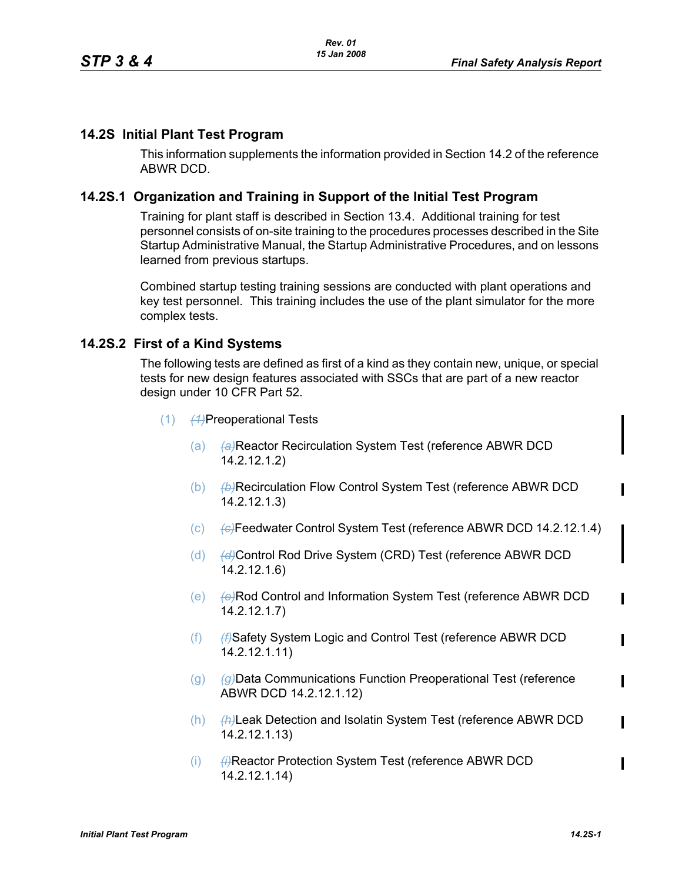## 14.2S Initial Plant Test Program

This information supplements the information provided in Section 14.2 of the reference ABWR DCD.

## 14.2S.1 Organization and Training in Support of the Initial Test Program

Training for plant staff is described in Section 13.4. Additional training for test personnel consists of on-site training to the procedures processes described in the Site Startup Administrative Manual, the Startup Administrative Procedures, and on lessons learned from previous startups.

Combined startup testing training sessions are conducted with plant operations and key test personnel. This training includes the use of the plant simulator for the more complex tests.

## 14.2S.2 First of a Kind Systems

The following tests are defined as first of a kind as they contain new, unique, or special tests for new design features associated with SSCs that are part of a new reactor design under 10 CFR Part 52.

(1) ~~(1)~~Preoperational Tests

   (a) ~~(a)~~Reactor Recirculation System Test (reference ABWR DCD 14.2.12.1.2)

   (b) ~~(b)~~Recirculation Flow Control System Test (reference ABWR DCD 14.2.12.1.3)

   (c) ~~(c)~~Feedwater Control System Test (reference ABWR DCD 14.2.12.1.4)

   (d) ~~(d)~~Control Rod Drive System (CRD) Test (reference ABWR DCD 14.2.12.1.6)

   (e) ~~(e)~~Rod Control and Information System Test (reference ABWR DCD 14.2.12.1.7)

   (f) ~~(f)~~Safety System Logic and Control Test (reference ABWR DCD 14.2.12.1.11)

   (g) ~~(g)~~Data Communications Function Preoperational Test (reference ABWR DCD 14.2.12.1.12)

   (h) ~~(h)~~Leak Detection and Isolatin System Test (reference ABWR DCD 14.2.12.1.13)

   (i) ~~(i)~~Reactor Protection System Test (reference ABWR DCD 14.2.12.1.14)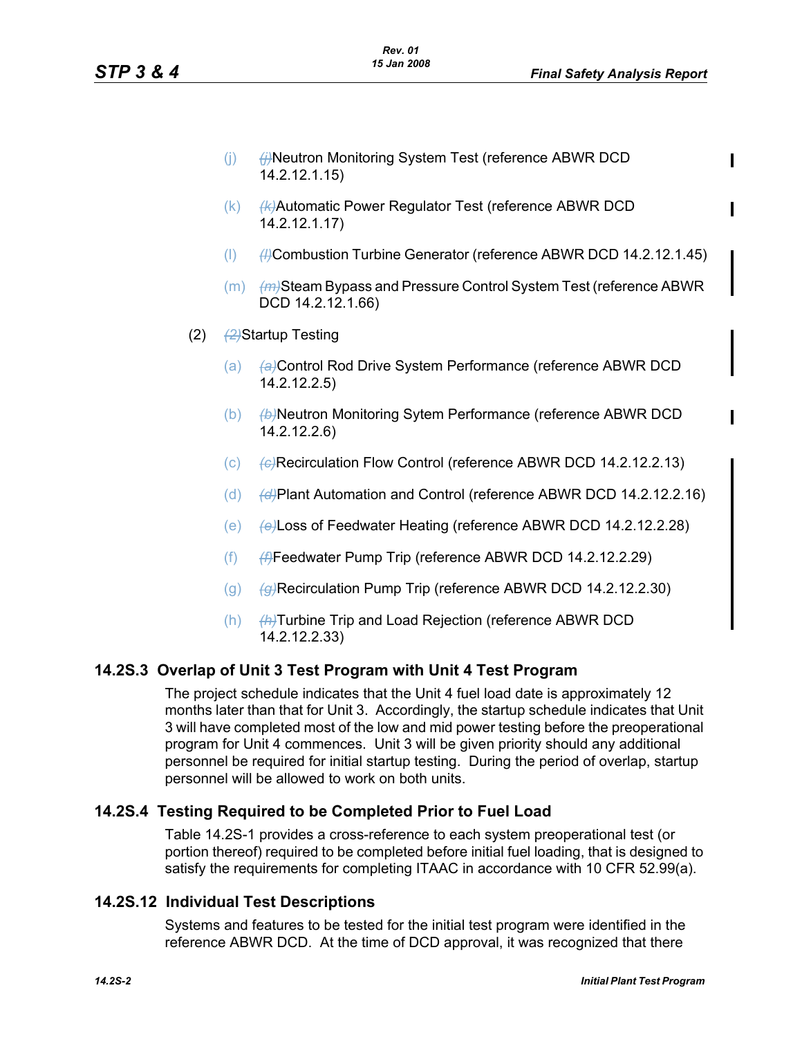(j) Neutron Monitoring System Test (reference ABWR DCD 14.2.12.1.15)

(k) Automatic Power Regulator Test (reference ABWR DCD 14.2.12.1.17)

(l) Combustion Turbine Generator (reference ABWR DCD 14.2.12.1.45)

(m) Steam Bypass and Pressure Control System Test (reference ABWR DCD 14.2.12.1.66)

(2) Startup Testing

(a) Control Rod Drive System Performance (reference ABWR DCD 14.2.12.2.5)

(b) Neutron Monitoring Sytem Performance (reference ABWR DCD 14.2.12.2.6)

(c) Recirculation Flow Control (reference ABWR DCD 14.2.12.2.13)

(d) Plant Automation and Control (reference ABWR DCD 14.2.12.2.16)

(e) Loss of Feedwater Heating (reference ABWR DCD 14.2.12.2.28)

(f) Feedwater Pump Trip (reference ABWR DCD 14.2.12.2.29)

(g) Recirculation Pump Trip (reference ABWR DCD 14.2.12.2.30)

(h) Turbine Trip and Load Rejection (reference ABWR DCD 14.2.12.2.33)

## 14.2S.3 Overlap of Unit 3 Test Program with Unit 4 Test Program

The project schedule indicates that the Unit 4 fuel load date is approximately 12 months later than that for Unit 3. Accordingly, the startup schedule indicates that Unit 3 will have completed most of the low and mid power testing before the preoperational program for Unit 4 commences. Unit 3 will be given priority should any additional personnel be required for initial startup testing. During the period of overlap, startup personnel will be allowed to work on both units.

## 14.2S.4 Testing Required to be Completed Prior to Fuel Load

Table 14.2S-1 provides a cross-reference to each system preoperational test (or portion thereof) required to be completed before initial fuel loading, that is designed to satisfy the requirements for completing ITAAC in accordance with 10 CFR 52.99(a).

## 14.2S.12 Individual Test Descriptions

Systems and features to be tested for the initial test program were identified in the reference ABWR DCD. At the time of DCD approval, it was recognized that there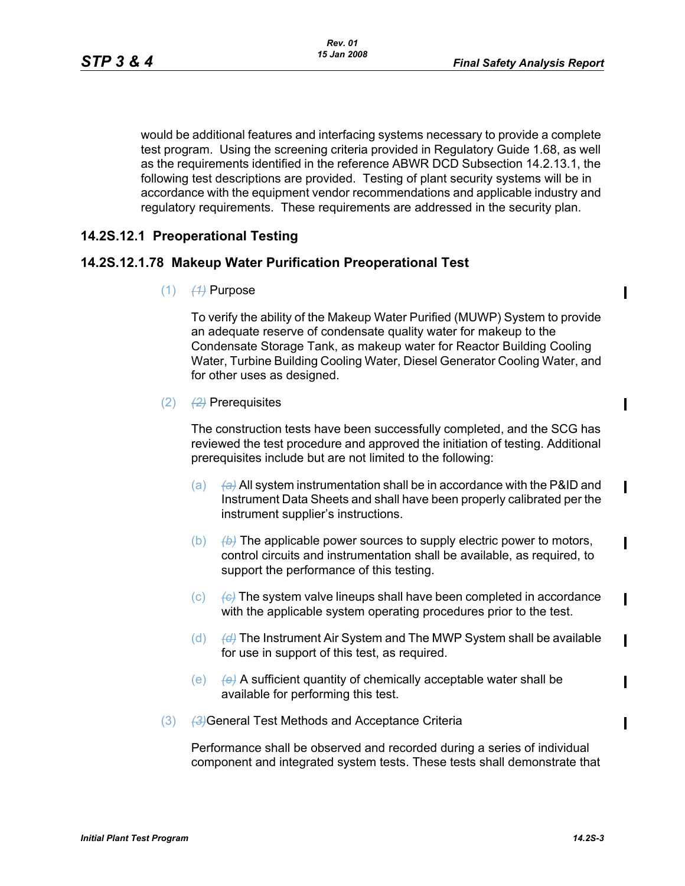would be additional features and interfacing systems necessary to provide a complete test program. Using the screening criteria provided in Regulatory Guide 1.68, as well as the requirements identified in the reference ABWR DCD Subsection 14.2.13.1, the following test descriptions are provided. Testing of plant security systems will be in accordance with the equipment vendor recommendations and applicable industry and regulatory requirements. These requirements are addressed in the security plan.

### 14.2S.12.1 Preoperational Testing

### 14.2S.12.1.78 Makeup Water Purification Preoperational Test

(1) ~~(1)~~ Purpose

To verify the ability of the Makeup Water Purified (MUWP) System to provide an adequate reserve of condensate quality water for makeup to the Condensate Storage Tank, as makeup water for Reactor Building Cooling Water, Turbine Building Cooling Water, Diesel Generator Cooling Water, and for other uses as designed.

(2) ~~(2)~~ Prerequisites

The construction tests have been successfully completed, and the SCG has reviewed the test procedure and approved the initiation of testing. Additional prerequisites include but are not limited to the following:

(a) ~~(a)~~ All system instrumentation shall be in accordance with the P&ID and Instrument Data Sheets and shall have been properly calibrated per the instrument supplier's instructions.

(b) ~~(b)~~ The applicable power sources to supply electric power to motors, control circuits and instrumentation shall be available, as required, to support the performance of this testing.

(c) ~~(c)~~ The system valve lineups shall have been completed in accordance with the applicable system operating procedures prior to the test.

(d) ~~(d)~~ The Instrument Air System and The MWP System shall be available for use in support of this test, as required.

(e) ~~(e)~~ A sufficient quantity of chemically acceptable water shall be available for performing this test.

(3) ~~(3)~~General Test Methods and Acceptance Criteria

Performance shall be observed and recorded during a series of individual component and integrated system tests. These tests shall demonstrate that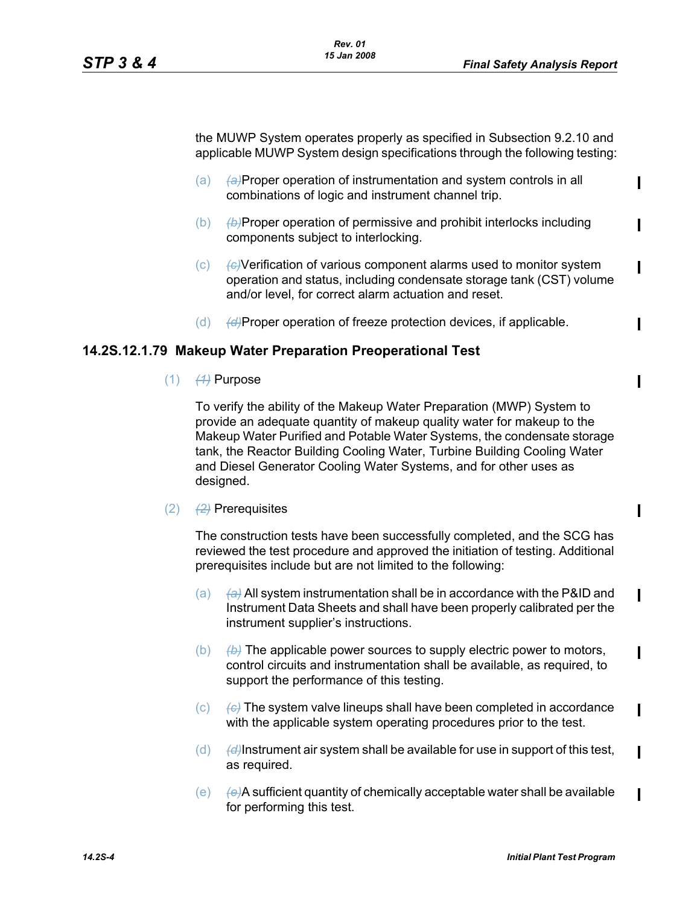the MUWP System operates properly as specified in Subsection 9.2.10 and applicable MUWP System design specifications through the following testing:

(a) ~~(a)~~Proper operation of instrumentation and system controls in all combinations of logic and instrument channel trip.

(b) ~~(b)~~Proper operation of permissive and prohibit interlocks including components subject to interlocking.

(c) ~~(c)~~Verification of various component alarms used to monitor system operation and status, including condensate storage tank (CST) volume and/or level, for correct alarm actuation and reset.

(d) ~~(d)~~Proper operation of freeze protection devices, if applicable.

### 14.2S.12.1.79 Makeup Water Preparation Preoperational Test

(1) ~~(1)~~ Purpose

To verify the ability of the Makeup Water Preparation (MWP) System to provide an adequate quantity of makeup quality water for makeup to the Makeup Water Purified and Potable Water Systems, the condensate storage tank, the Reactor Building Cooling Water, Turbine Building Cooling Water and Diesel Generator Cooling Water Systems, and for other uses as designed.

(2) ~~(2)~~ Prerequisites

The construction tests have been successfully completed, and the SCG has reviewed the test procedure and approved the initiation of testing. Additional prerequisites include but are not limited to the following:

(a) ~~(a)~~ All system instrumentation shall be in accordance with the P&ID and Instrument Data Sheets and shall have been properly calibrated per the instrument supplier's instructions.

(b) ~~(b)~~ The applicable power sources to supply electric power to motors, control circuits and instrumentation shall be available, as required, to support the performance of this testing.

(c) ~~(c)~~ The system valve lineups shall have been completed in accordance with the applicable system operating procedures prior to the test.

(d) ~~(d)~~Instrument air system shall be available for use in support of this test, as required.

(e) ~~(e)~~A sufficient quantity of chemically acceptable water shall be available for performing this test.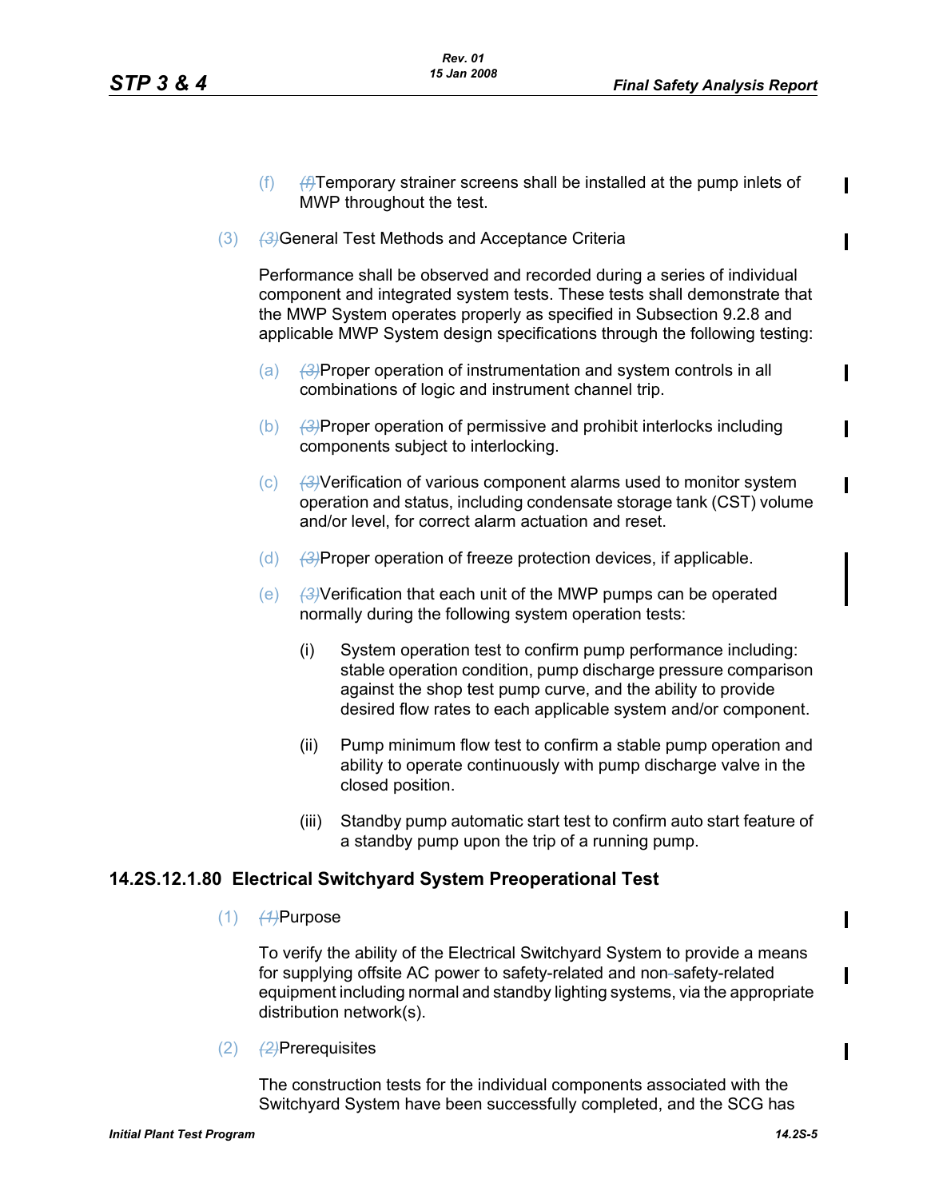(f) Temporary strainer screens shall be installed at the pump inlets of MWP throughout the test.

(3) General Test Methods and Acceptance Criteria

Performance shall be observed and recorded during a series of individual component and integrated system tests. These tests shall demonstrate that the MWP System operates properly as specified in Subsection 9.2.8 and applicable MWP System design specifications through the following testing:

(a) Proper operation of instrumentation and system controls in all combinations of logic and instrument channel trip.

(b) Proper operation of permissive and prohibit interlocks including components subject to interlocking.

(c) Verification of various component alarms used to monitor system operation and status, including condensate storage tank (CST) volume and/or level, for correct alarm actuation and reset.

(d) Proper operation of freeze protection devices, if applicable.

(e) Verification that each unit of the MWP pumps can be operated normally during the following system operation tests:

(i) System operation test to confirm pump performance including: stable operation condition, pump discharge pressure comparison against the shop test pump curve, and the ability to provide desired flow rates to each applicable system and/or component.

(ii) Pump minimum flow test to confirm a stable pump operation and ability to operate continuously with pump discharge valve in the closed position.

(iii) Standby pump automatic start test to confirm auto start feature of a standby pump upon the trip of a running pump.

### 14.2S.12.1.80 Electrical Switchyard System Preoperational Test

(1) Purpose

To verify the ability of the Electrical Switchyard System to provide a means for supplying offsite AC power to safety-related and non-safety-related equipment including normal and standby lighting systems, via the appropriate distribution network(s).

(2) Prerequisites

The construction tests for the individual components associated with the Switchyard System have been successfully completed, and the SCG has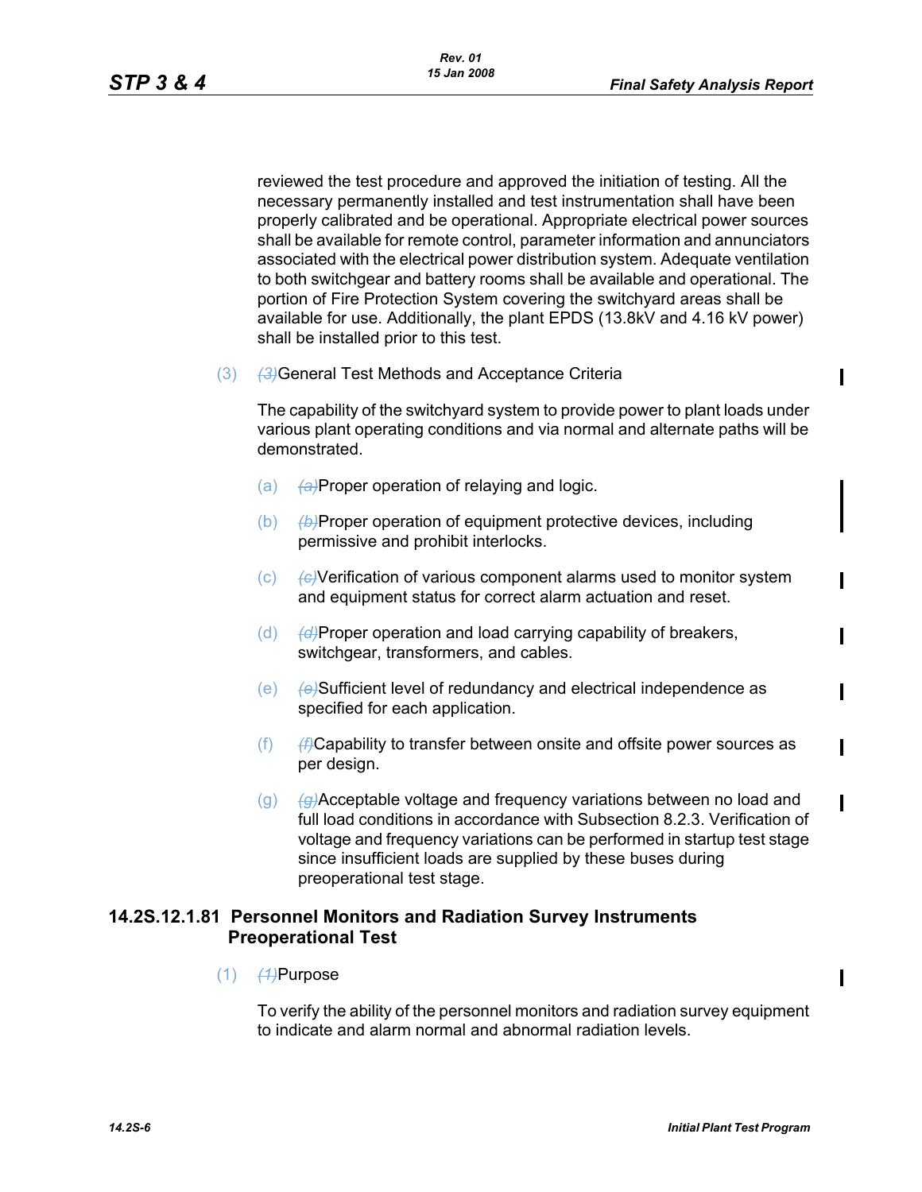reviewed the test procedure and approved the initiation of testing. All the necessary permanently installed and test instrumentation shall have been properly calibrated and be operational. Appropriate electrical power sources shall be available for remote control, parameter information and annunciators associated with the electrical power distribution system. Adequate ventilation to both switchgear and battery rooms shall be available and operational. The portion of Fire Protection System covering the switchyard areas shall be available for use. Additionally, the plant EPDS (13.8kV and 4.16 kV power) shall be installed prior to this test.

(3) ~~(3)~~General Test Methods and Acceptance Criteria

The capability of the switchyard system to provide power to plant loads under various plant operating conditions and via normal and alternate paths will be demonstrated.

(a) ~~(a)~~Proper operation of relaying and logic.

(b) ~~(b)~~Proper operation of equipment protective devices, including permissive and prohibit interlocks.

(c) ~~(c)~~Verification of various component alarms used to monitor system and equipment status for correct alarm actuation and reset.

(d) ~~(d)~~Proper operation and load carrying capability of breakers, switchgear, transformers, and cables.

(e) ~~(e)~~Sufficient level of redundancy and electrical independence as specified for each application.

(f) ~~(f)~~Capability to transfer between onsite and offsite power sources as per design.

(g) ~~(g)~~Acceptable voltage and frequency variations between no load and full load conditions in accordance with Subsection 8.2.3. Verification of voltage and frequency variations can be performed in startup test stage since insufficient loads are supplied by these buses during preoperational test stage.

### 14.2S.12.1.81 Personnel Monitors and Radiation Survey Instruments Preoperational Test

(1) ~~(1)~~Purpose

To verify the ability of the personnel monitors and radiation survey equipment to indicate and alarm normal and abnormal radiation levels.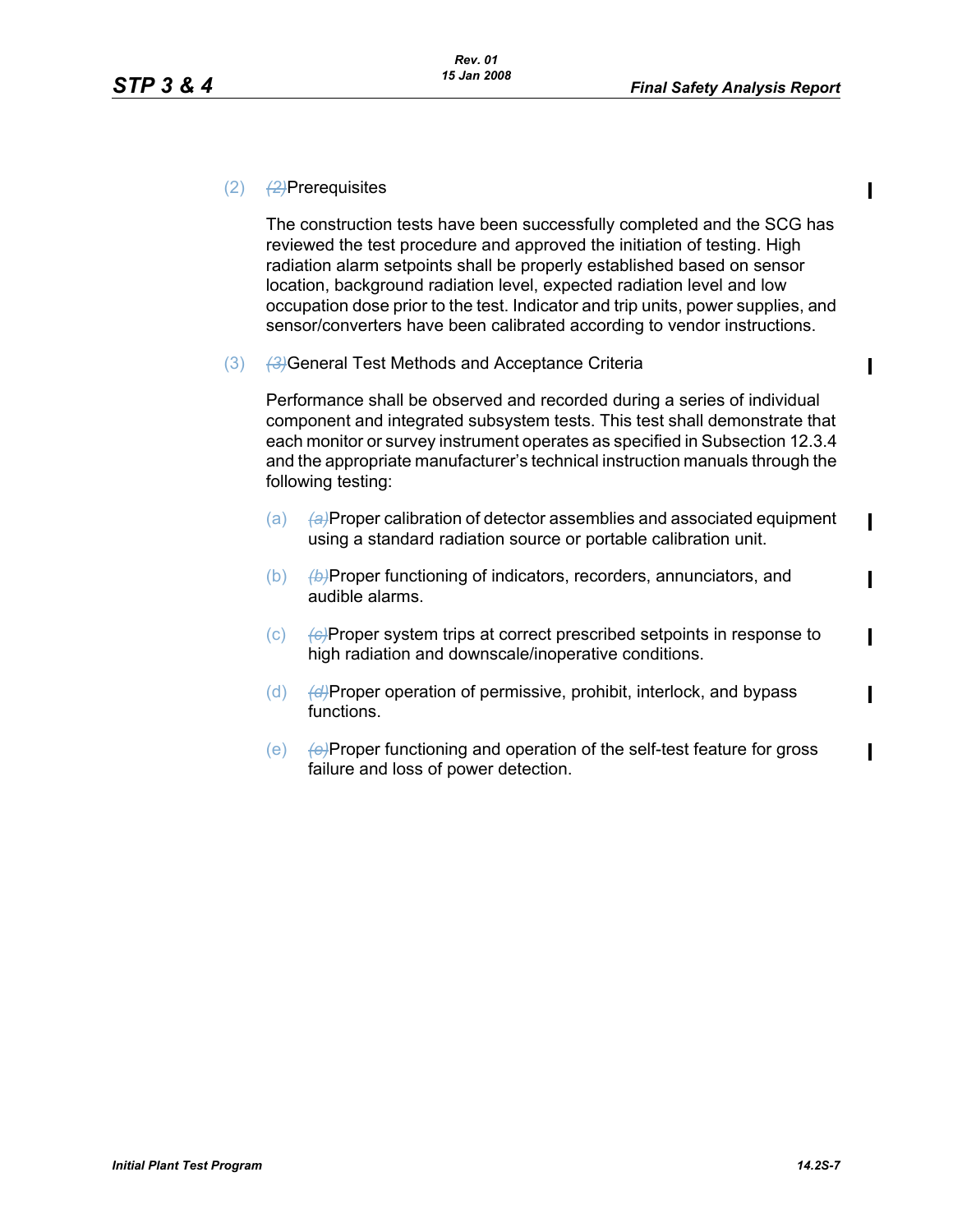(2) ~~(2)~~Prerequisites

The construction tests have been successfully completed and the SCG has reviewed the test procedure and approved the initiation of testing. High radiation alarm setpoints shall be properly established based on sensor location, background radiation level, expected radiation level and low occupation dose prior to the test. Indicator and trip units, power supplies, and sensor/converters have been calibrated according to vendor instructions.

(3) ~~(3)~~General Test Methods and Acceptance Criteria

Performance shall be observed and recorded during a series of individual component and integrated subsystem tests. This test shall demonstrate that each monitor or survey instrument operates as specified in Subsection 12.3.4 and the appropriate manufacturer's technical instruction manuals through the following testing:

(a) ~~(a)~~Proper calibration of detector assemblies and associated equipment using a standard radiation source or portable calibration unit.

(b) ~~(b)~~Proper functioning of indicators, recorders, annunciators, and audible alarms.

(c) ~~(c)~~Proper system trips at correct prescribed setpoints in response to high radiation and downscale/inoperative conditions.

(d) ~~(d)~~Proper operation of permissive, prohibit, interlock, and bypass functions.

(e) ~~(e)~~Proper functioning and operation of the self-test feature for gross failure and loss of power detection.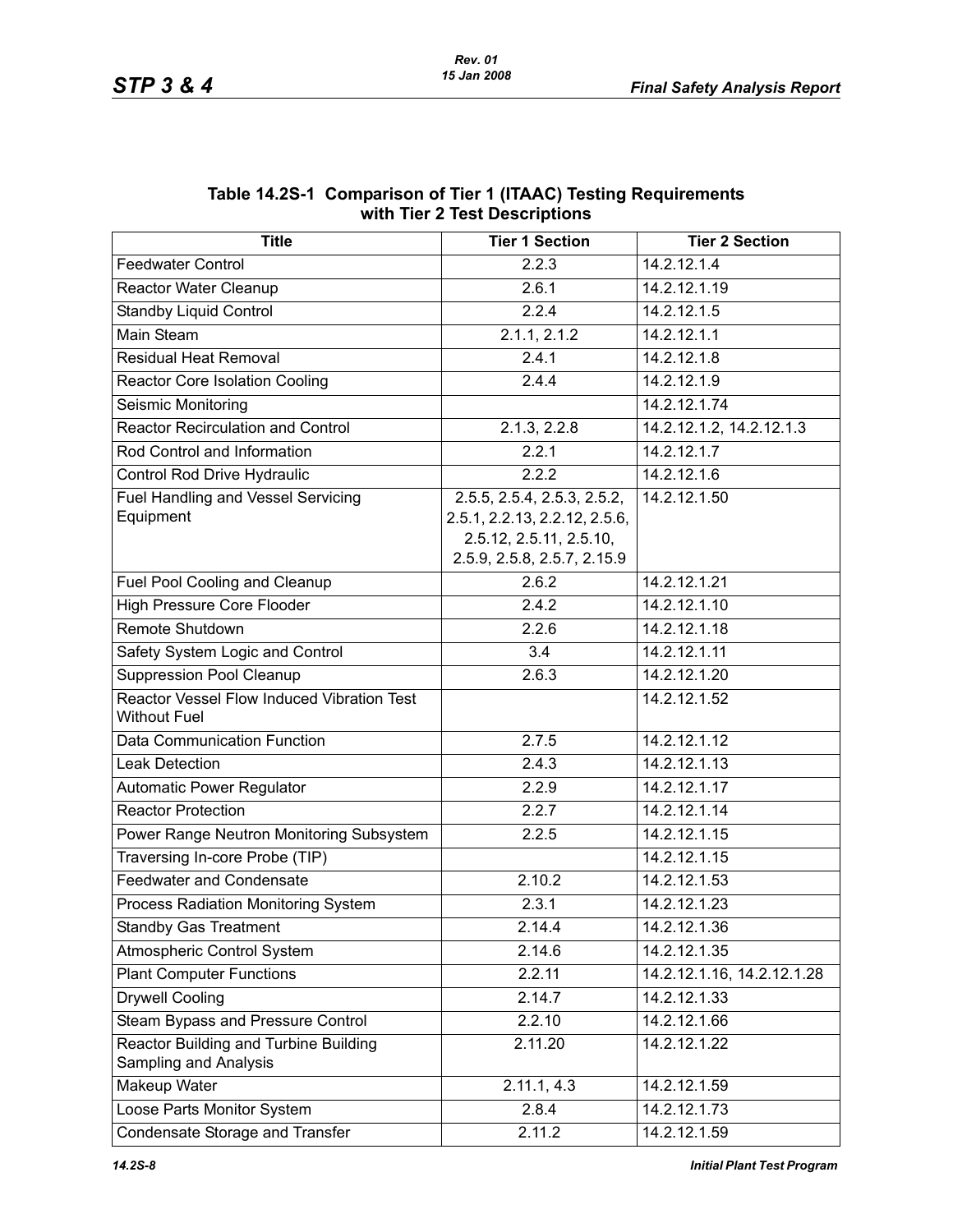### Table 14.2S-1 Comparison of Tier 1 (ITAAC) Testing Requirements with Tier 2 Test Descriptions

| Title | Tier 1 Section | Tier 2 Section |
|---|---|---|
| Feedwater Control | 2.2.3 | 14.2.12.1.4 |
| Reactor Water Cleanup | 2.6.1 | 14.2.12.1.19 |
| Standby Liquid Control | 2.2.4 | 14.2.12.1.5 |
| Main Steam | 2.1.1, 2.1.2 | 14.2.12.1.1 |
| Residual Heat Removal | 2.4.1 | 14.2.12.1.8 |
| Reactor Core Isolation Cooling | 2.4.4 | 14.2.12.1.9 |
| Seismic Monitoring | | 14.2.12.1.74 |
| Reactor Recirculation and Control | 2.1.3, 2.2.8 | 14.2.12.1.2, 14.2.12.1.3 |
| Rod Control and Information | 2.2.1 | 14.2.12.1.7 |
| Control Rod Drive Hydraulic | 2.2.2 | 14.2.12.1.6 |
| Fuel Handling and Vessel Servicing Equipment | 2.5.5, 2.5.4, 2.5.3, 2.5.2, 2.5.1, 2.2.13, 2.2.12, 2.5.6, 2.5.12, 2.5.11, 2.5.10, 2.5.9, 2.5.8, 2.5.7, 2.15.9 | 14.2.12.1.50 |
| Fuel Pool Cooling and Cleanup | 2.6.2 | 14.2.12.1.21 |
| High Pressure Core Flooder | 2.4.2 | 14.2.12.1.10 |
| Remote Shutdown | 2.2.6 | 14.2.12.1.18 |
| Safety System Logic and Control | 3.4 | 14.2.12.1.11 |
| Suppression Pool Cleanup | 2.6.3 | 14.2.12.1.20 |
| Reactor Vessel Flow Induced Vibration Test Without Fuel | | 14.2.12.1.52 |
| Data Communication Function | 2.7.5 | 14.2.12.1.12 |
| Leak Detection | 2.4.3 | 14.2.12.1.13 |
| Automatic Power Regulator | 2.2.9 | 14.2.12.1.17 |
| Reactor Protection | 2.2.7 | 14.2.12.1.14 |
| Power Range Neutron Monitoring Subsystem | 2.2.5 | 14.2.12.1.15 |
| Traversing In-core Probe (TIP) | | 14.2.12.1.15 |
| Feedwater and Condensate | 2.10.2 | 14.2.12.1.53 |
| Process Radiation Monitoring System | 2.3.1 | 14.2.12.1.23 |
| Standby Gas Treatment | 2.14.4 | 14.2.12.1.36 |
| Atmospheric Control System | 2.14.6 | 14.2.12.1.35 |
| Plant Computer Functions | 2.2.11 | 14.2.12.1.16, 14.2.12.1.28 |
| Drywell Cooling | 2.14.7 | 14.2.12.1.33 |
| Steam Bypass and Pressure Control | 2.2.10 | 14.2.12.1.66 |
| Reactor Building and Turbine Building Sampling and Analysis | 2.11.20 | 14.2.12.1.22 |
| Makeup Water | 2.11.1, 4.3 | 14.2.12.1.59 |
| Loose Parts Monitor System | 2.8.4 | 14.2.12.1.73 |
| Condensate Storage and Transfer | 2.11.2 | 14.2.12.1.59 |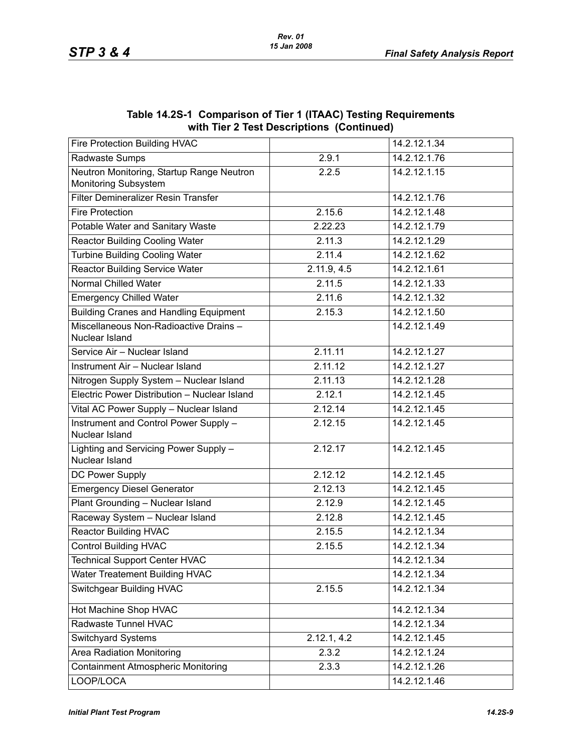### Table 14.2S-1 Comparison of Tier 1 (ITAAC) Testing Requirements with Tier 2 Test Descriptions (Continued)

| | | |
|---|---|---|
| Fire Protection Building HVAC | | 14.2.12.1.34 |
| Radwaste Sumps | 2.9.1 | 14.2.12.1.76 |
| Neutron Monitoring, Startup Range Neutron Monitoring Subsystem | 2.2.5 | 14.2.12.1.15 |
| Filter Demineralizer Resin Transfer | | 14.2.12.1.76 |
| Fire Protection | 2.15.6 | 14.2.12.1.48 |
| Potable Water and Sanitary Waste | 2.22.23 | 14.2.12.1.79 |
| Reactor Building Cooling Water | 2.11.3 | 14.2.12.1.29 |
| Turbine Building Cooling Water | 2.11.4 | 14.2.12.1.62 |
| Reactor Building Service Water | 2.11.9, 4.5 | 14.2.12.1.61 |
| Normal Chilled Water | 2.11.5 | 14.2.12.1.33 |
| Emergency Chilled Water | 2.11.6 | 14.2.12.1.32 |
| Building Cranes and Handling Equipment | 2.15.3 | 14.2.12.1.50 |
| Miscellaneous Non-Radioactive Drains – Nuclear Island | | 14.2.12.1.49 |
| Service Air – Nuclear Island | 2.11.11 | 14.2.12.1.27 |
| Instrument Air – Nuclear Island | 2.11.12 | 14.2.12.1.27 |
| Nitrogen Supply System – Nuclear Island | 2.11.13 | 14.2.12.1.28 |
| Electric Power Distribution – Nuclear Island | 2.12.1 | 14.2.12.1.45 |
| Vital AC Power Supply – Nuclear Island | 2.12.14 | 14.2.12.1.45 |
| Instrument and Control Power Supply – Nuclear Island | 2.12.15 | 14.2.12.1.45 |
| Lighting and Servicing Power Supply – Nuclear Island | 2.12.17 | 14.2.12.1.45 |
| DC Power Supply | 2.12.12 | 14.2.12.1.45 |
| Emergency Diesel Generator | 2.12.13 | 14.2.12.1.45 |
| Plant Grounding – Nuclear Island | 2.12.9 | 14.2.12.1.45 |
| Raceway System – Nuclear Island | 2.12.8 | 14.2.12.1.45 |
| Reactor Building HVAC | 2.15.5 | 14.2.12.1.34 |
| Control Building HVAC | 2.15.5 | 14.2.12.1.34 |
| Technical Support Center HVAC | | 14.2.12.1.34 |
| Water Treatement Building HVAC | | 14.2.12.1.34 |
| Switchgear Building HVAC | 2.15.5 | 14.2.12.1.34 |
| Hot Machine Shop HVAC | | 14.2.12.1.34 |
| Radwaste Tunnel HVAC | | 14.2.12.1.34 |
| Switchyard Systems | 2.12.1, 4.2 | 14.2.12.1.45 |
| Area Radiation Monitoring | 2.3.2 | 14.2.12.1.24 |
| Containment Atmospheric Monitoring | 2.3.3 | 14.2.12.1.26 |
| LOOP/LOCA | | 14.2.12.1.46 |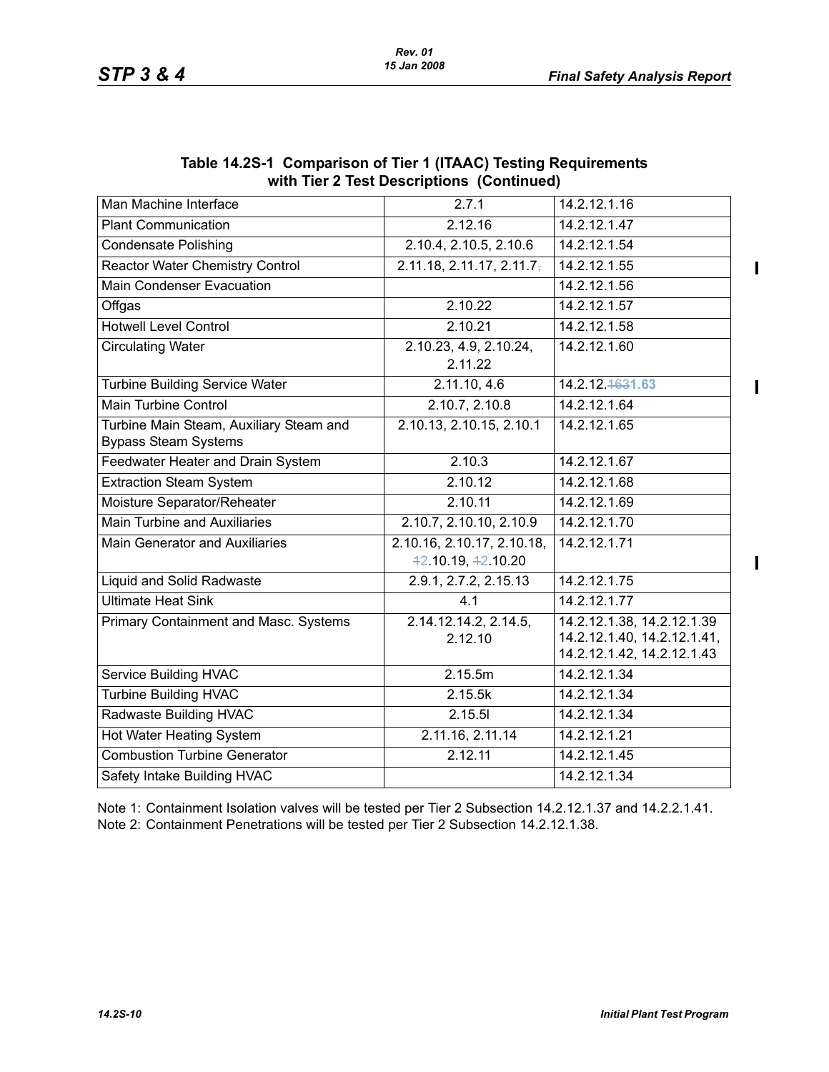**Table 14.2S-1 Comparison of Tier 1 (ITAAC) Testing Requirements with Tier 2 Test Descriptions (Continued)**

| | | |
|---|---|---|
| Man Machine Interface | 2.7.1 | 14.2.12.1.16 |
| Plant Communication | 2.12.16 | 14.2.12.1.47 |
| Condensate Polishing | 2.10.4, 2.10.5, 2.10.6 | 14.2.12.1.54 |
| Reactor Water Chemistry Control | 2.11.18, 2.11.17, 2.11.7, | 14.2.12.1.55 |
| Main Condenser Evacuation | | 14.2.12.1.56 |
| Offgas | 2.10.22 | 14.2.12.1.57 |
| Hotwell Level Control | 2.10.21 | 14.2.12.1.58 |
| Circulating Water | 2.10.23, 4.9, 2.10.24, 2.11.22 | 14.2.12.1.60 |
| Turbine Building Service Water | 2.11.10, 4.6 | 14.2.12.1631.63 |
| Main Turbine Control | 2.10.7, 2.10.8 | 14.2.12.1.64 |
| Turbine Main Steam, Auxiliary Steam and Bypass Steam Systems | 2.10.13, 2.10.15, 2.10.1 | 14.2.12.1.65 |
| Feedwater Heater and Drain System | 2.10.3 | 14.2.12.1.67 |
| Extraction Steam System | 2.10.12 | 14.2.12.1.68 |
| Moisture Separator/Reheater | 2.10.11 | 14.2.12.1.69 |
| Main Turbine and Auxiliaries | 2.10.7, 2.10.10, 2.10.9 | 14.2.12.1.70 |
| Main Generator and Auxiliaries | 2.10.16, 2.10.17, 2.10.18, 12.10.19, 12.10.20 | 14.2.12.1.71 |
| Liquid and Solid Radwaste | 2.9.1, 2.7.2, 2.15.13 | 14.2.12.1.75 |
| Ultimate Heat Sink | 4.1 | 14.2.12.1.77 |
| Primary Containment and Masc. Systems | 2.14.12.14.2, 2.14.5, 2.12.10 | 14.2.12.1.38, 14.2.12.1.39 14.2.12.1.40, 14.2.12.1.41, 14.2.12.1.42, 14.2.12.1.43 |
| Service Building HVAC | 2.15.5m | 14.2.12.1.34 |
| Turbine Building HVAC | 2.15.5k | 14.2.12.1.34 |
| Radwaste Building HVAC | 2.15.5l | 14.2.12.1.34 |
| Hot Water Heating System | 2.11.16, 2.11.14 | 14.2.12.1.21 |
| Combustion Turbine Generator | 2.12.11 | 14.2.12.1.45 |
| Safety Intake Building HVAC | | 14.2.12.1.34 |

Note 1: Containment Isolation valves will be tested per Tier 2 Subsection 14.2.12.1.37 and 14.2.2.1.41.

Note 2: Containment Penetrations will be tested per Tier 2 Subsection 14.2.12.1.38.